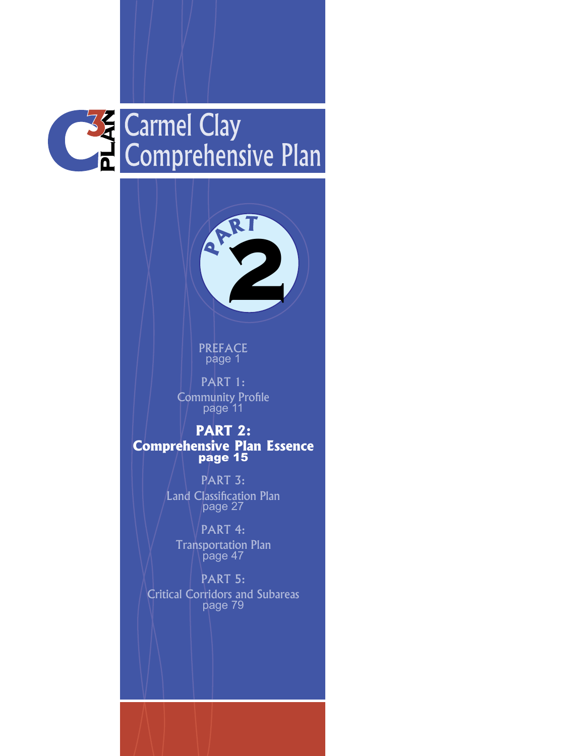# Carmel Clay Comprehensive Plan

## PART 2

PREFACE
page 1

PART 1:
Community Profile
page 11

**PART 2:**
**Comprehensive Plan Essence**
**page 15**

PART 3:
Land Classification Plan
page 27

PART 4:
Transportation Plan
page 47

PART 5:
Critical Corridors and Subareas
page 79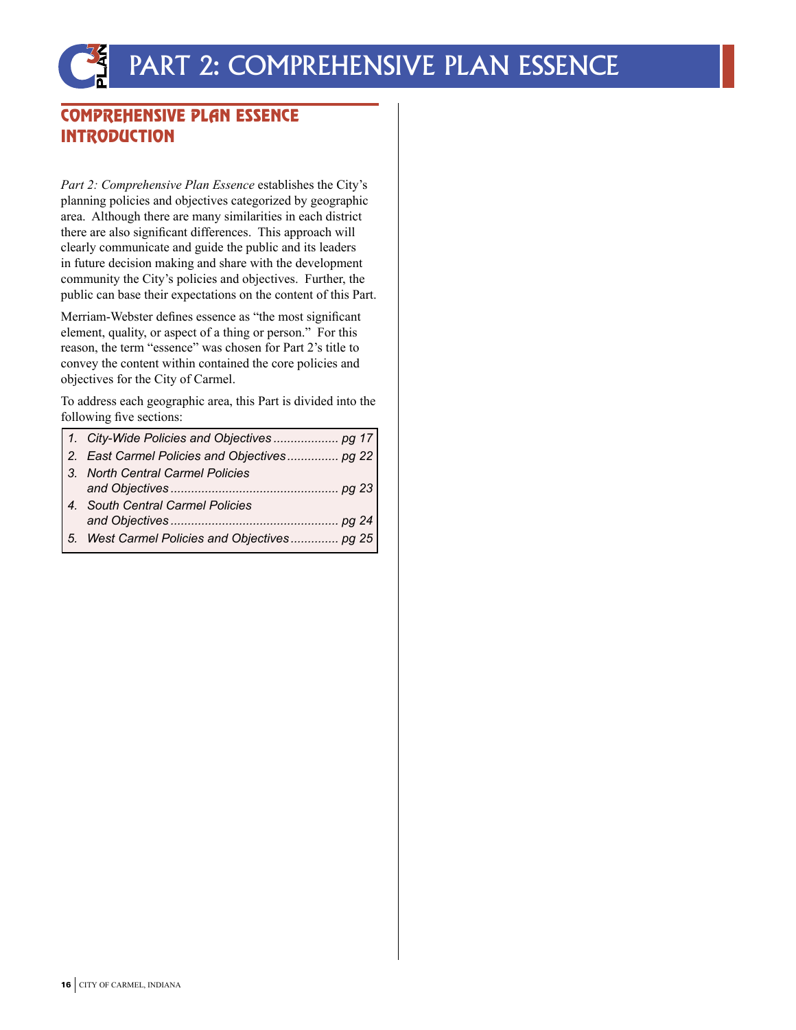# PART 2: COMPREHENSIVE PLAN ESSENCE

## COMPREHENSIVE PLAN ESSENCE INTRODUCTION

*Part 2: Comprehensive Plan Essence* establishes the City's planning policies and objectives categorized by geographic area. Although there are many similarities in each district there are also significant differences. This approach will clearly communicate and guide the public and its leaders in future decision making and share with the development community the City's policies and objectives. Further, the public can base their expectations on the content of this Part.

Merriam-Webster defines essence as "the most significant element, quality, or aspect of a thing or person." For this reason, the term "essence" was chosen for Part 2's title to convey the content within contained the core policies and objectives for the City of Carmel.

To address each geographic area, this Part is divided into the following five sections:

1. *City-Wide Policies and Objectives .................. pg 17*
2. *East Carmel Policies and Objectives .............. pg 22*
3. *North Central Carmel Policies and Objectives ................................................ pg 23*
4. *South Central Carmel Policies and Objectives ................................................ pg 24*
5. *West Carmel Policies and Objectives ............. pg 25*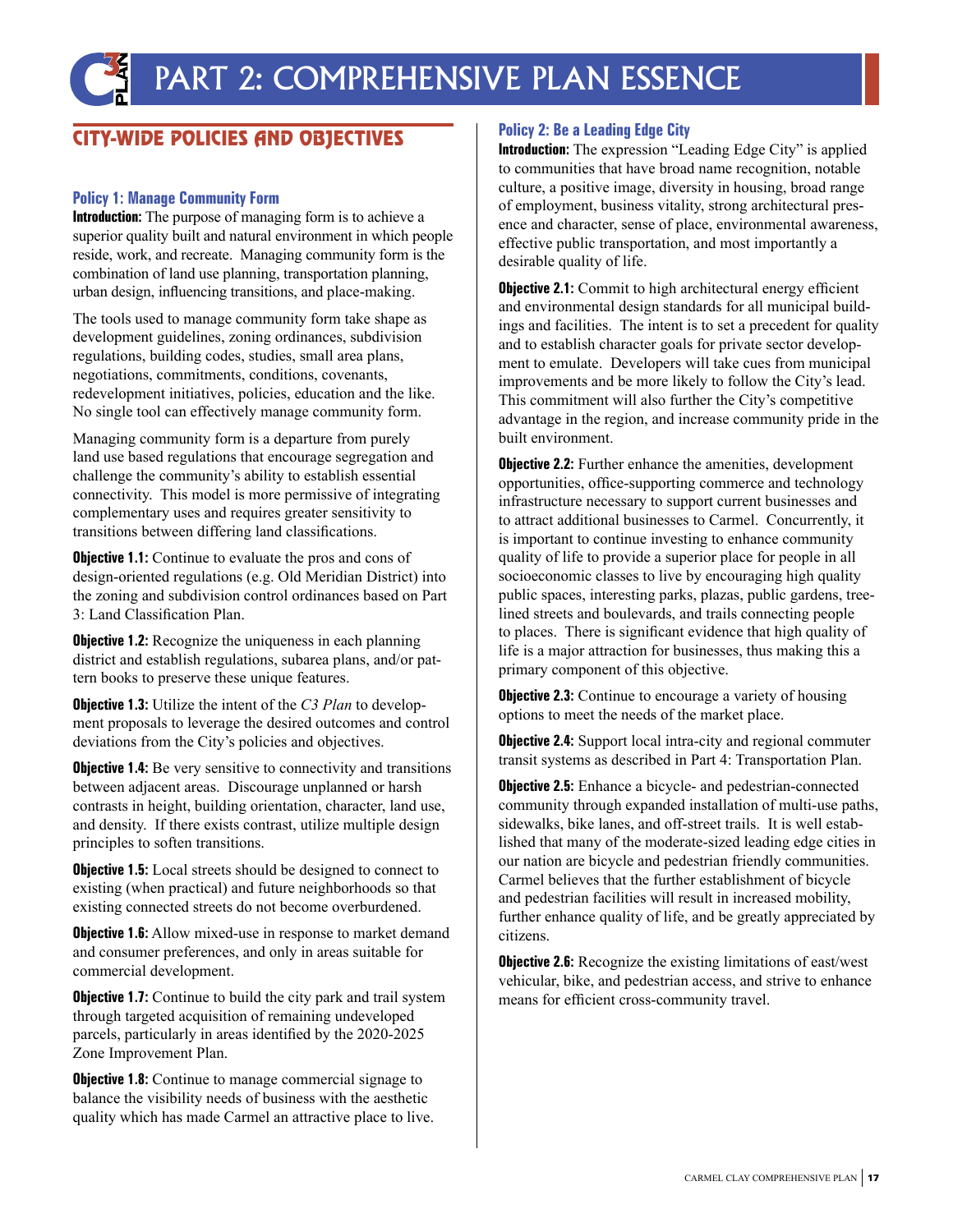# PART 2: COMPREHENSIVE PLAN ESSENCE

## CITY-WIDE POLICIES AND OBJECTIVES

### Policy 1: Manage Community Form

**Introduction:** The purpose of managing form is to achieve a superior quality built and natural environment in which people reside, work, and recreate. Managing community form is the combination of land use planning, transportation planning, urban design, influencing transitions, and place-making.

The tools used to manage community form take shape as development guidelines, zoning ordinances, subdivision regulations, building codes, studies, small area plans, negotiations, commitments, conditions, covenants, redevelopment initiatives, policies, education and the like. No single tool can effectively manage community form.

Managing community form is a departure from purely land use based regulations that encourage segregation and challenge the community's ability to establish essential connectivity. This model is more permissive of integrating complementary uses and requires greater sensitivity to transitions between differing land classifications.

**Objective 1.1:** Continue to evaluate the pros and cons of design-oriented regulations (e.g. Old Meridian District) into the zoning and subdivision control ordinances based on Part 3: Land Classification Plan.

**Objective 1.2:** Recognize the uniqueness in each planning district and establish regulations, subarea plans, and/or pattern books to preserve these unique features.

**Objective 1.3:** Utilize the intent of the *C3 Plan* to development proposals to leverage the desired outcomes and control deviations from the City's policies and objectives.

**Objective 1.4:** Be very sensitive to connectivity and transitions between adjacent areas. Discourage unplanned or harsh contrasts in height, building orientation, character, land use, and density. If there exists contrast, utilize multiple design principles to soften transitions.

**Objective 1.5:** Local streets should be designed to connect to existing (when practical) and future neighborhoods so that existing connected streets do not become overburdened.

**Objective 1.6:** Allow mixed-use in response to market demand and consumer preferences, and only in areas suitable for commercial development.

**Objective 1.7:** Continue to build the city park and trail system through targeted acquisition of remaining undeveloped parcels, particularly in areas identified by the 2020-2025 Zone Improvement Plan.

**Objective 1.8:** Continue to manage commercial signage to balance the visibility needs of business with the aesthetic quality which has made Carmel an attractive place to live.

### Policy 2: Be a Leading Edge City

**Introduction:** The expression "Leading Edge City" is applied to communities that have broad name recognition, notable culture, a positive image, diversity in housing, broad range of employment, business vitality, strong architectural presence and character, sense of place, environmental awareness, effective public transportation, and most importantly a desirable quality of life.

**Objective 2.1:** Commit to high architectural energy efficient and environmental design standards for all municipal buildings and facilities. The intent is to set a precedent for quality and to establish character goals for private sector development to emulate. Developers will take cues from municipal improvements and be more likely to follow the City's lead. This commitment will also further the City's competitive advantage in the region, and increase community pride in the built environment.

**Objective 2.2:** Further enhance the amenities, development opportunities, office-supporting commerce and technology infrastructure necessary to support current businesses and to attract additional businesses to Carmel. Concurrently, it is important to continue investing to enhance community quality of life to provide a superior place for people in all socioeconomic classes to live by encouraging high quality public spaces, interesting parks, plazas, public gardens, tree-lined streets and boulevards, and trails connecting people to places. There is significant evidence that high quality of life is a major attraction for businesses, thus making this a primary component of this objective.

**Objective 2.3:** Continue to encourage a variety of housing options to meet the needs of the market place.

**Objective 2.4:** Support local intra-city and regional commuter transit systems as described in Part 4: Transportation Plan.

**Objective 2.5:** Enhance a bicycle- and pedestrian-connected community through expanded installation of multi-use paths, sidewalks, bike lanes, and off-street trails. It is well established that many of the moderate-sized leading edge cities in our nation are bicycle and pedestrian friendly communities. Carmel believes that the further establishment of bicycle and pedestrian facilities will result in increased mobility, further enhance quality of life, and be greatly appreciated by citizens.

**Objective 2.6:** Recognize the existing limitations of east/west vehicular, bike, and pedestrian access, and strive to enhance means for efficient cross-community travel.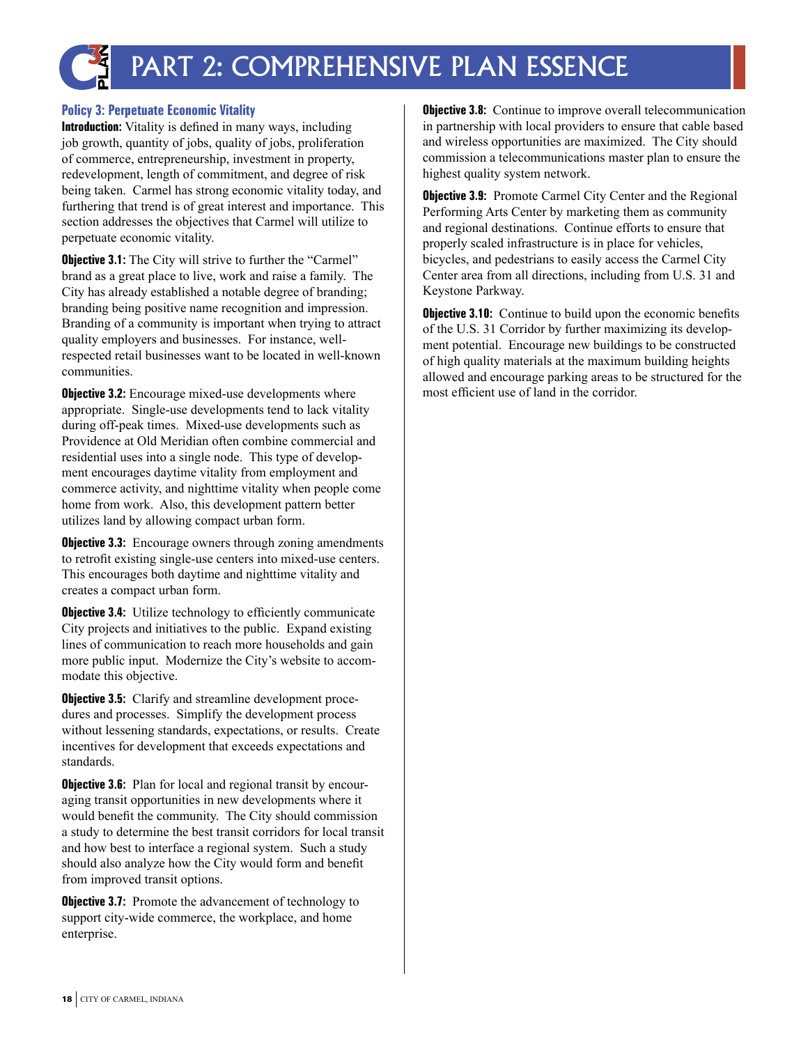# PART 2: COMPREHENSIVE PLAN ESSENCE

### Policy 3: Perpetuate Economic Vitality

**Introduction:** Vitality is defined in many ways, including job growth, quantity of jobs, quality of jobs, proliferation of commerce, entrepreneurship, investment in property, redevelopment, length of commitment, and degree of risk being taken. Carmel has strong economic vitality today, and furthering that trend is of great interest and importance. This section addresses the objectives that Carmel will utilize to perpetuate economic vitality.

**Objective 3.1:** The City will strive to further the "Carmel" brand as a great place to live, work and raise a family. The City has already established a notable degree of branding; branding being positive name recognition and impression. Branding of a community is important when trying to attract quality employers and businesses. For instance, well-respected retail businesses want to be located in well-known communities.

**Objective 3.2:** Encourage mixed-use developments where appropriate. Single-use developments tend to lack vitality during off-peak times. Mixed-use developments such as Providence at Old Meridian often combine commercial and residential uses into a single node. This type of development encourages daytime vitality from employment and commerce activity, and nighttime vitality when people come home from work. Also, this development pattern better utilizes land by allowing compact urban form.

**Objective 3.3:** Encourage owners through zoning amendments to retrofit existing single-use centers into mixed-use centers. This encourages both daytime and nighttime vitality and creates a compact urban form.

**Objective 3.4:** Utilize technology to efficiently communicate City projects and initiatives to the public. Expand existing lines of communication to reach more households and gain more public input. Modernize the City's website to accommodate this objective.

**Objective 3.5:** Clarify and streamline development procedures and processes. Simplify the development process without lessening standards, expectations, or results. Create incentives for development that exceeds expectations and standards.

**Objective 3.6:** Plan for local and regional transit by encouraging transit opportunities in new developments where it would benefit the community. The City should commission a study to determine the best transit corridors for local transit and how best to interface a regional system. Such a study should also analyze how the City would form and benefit from improved transit options.

**Objective 3.7:** Promote the advancement of technology to support city-wide commerce, the workplace, and home enterprise.

**Objective 3.8:** Continue to improve overall telecommunication in partnership with local providers to ensure that cable based and wireless opportunities are maximized. The City should commission a telecommunications master plan to ensure the highest quality system network.

**Objective 3.9:** Promote Carmel City Center and the Regional Performing Arts Center by marketing them as community and regional destinations. Continue efforts to ensure that properly scaled infrastructure is in place for vehicles, bicycles, and pedestrians to easily access the Carmel City Center area from all directions, including from U.S. 31 and Keystone Parkway.

**Objective 3.10:** Continue to build upon the economic benefits of the U.S. 31 Corridor by further maximizing its development potential. Encourage new buildings to be constructed of high quality materials at the maximum building heights allowed and encourage parking areas to be structured for the most efficient use of land in the corridor.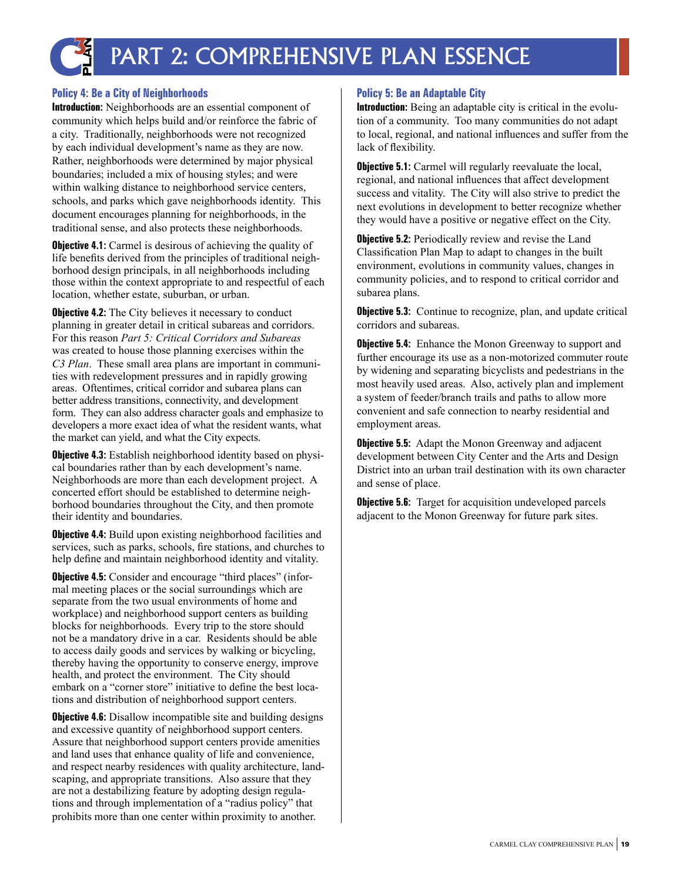# PART 2: COMPREHENSIVE PLAN ESSENCE

### Policy 4: Be a City of Neighborhoods

**Introduction:** Neighborhoods are an essential component of community which helps build and/or reinforce the fabric of a city. Traditionally, neighborhoods were not recognized by each individual development's name as they are now. Rather, neighborhoods were determined by major physical boundaries; included a mix of housing styles; and were within walking distance to neighborhood service centers, schools, and parks which gave neighborhoods identity. This document encourages planning for neighborhoods, in the traditional sense, and also protects these neighborhoods.

**Objective 4.1:** Carmel is desirous of achieving the quality of life benefits derived from the principles of traditional neighborhood design principals, in all neighborhoods including those within the context appropriate to and respectful of each location, whether estate, suburban, or urban.

**Objective 4.2:** The City believes it necessary to conduct planning in greater detail in critical subareas and corridors. For this reason *Part 5: Critical Corridors and Subareas* was created to house those planning exercises within the *C3 Plan*. These small area plans are important in communities with redevelopment pressures and in rapidly growing areas. Oftentimes, critical corridor and subarea plans can better address transitions, connectivity, and development form. They can also address character goals and emphasize to developers a more exact idea of what the resident wants, what the market can yield, and what the City expects.

**Objective 4.3:** Establish neighborhood identity based on physical boundaries rather than by each development's name. Neighborhoods are more than each development project. A concerted effort should be established to determine neighborhood boundaries throughout the City, and then promote their identity and boundaries.

**Objective 4.4:** Build upon existing neighborhood facilities and services, such as parks, schools, fire stations, and churches to help define and maintain neighborhood identity and vitality.

**Objective 4.5:** Consider and encourage "third places" (informal meeting places or the social surroundings which are separate from the two usual environments of home and workplace) and neighborhood support centers as building blocks for neighborhoods. Every trip to the store should not be a mandatory drive in a car. Residents should be able to access daily goods and services by walking or bicycling, thereby having the opportunity to conserve energy, improve health, and protect the environment. The City should embark on a "corner store" initiative to define the best locations and distribution of neighborhood support centers.

**Objective 4.6:** Disallow incompatible site and building designs and excessive quantity of neighborhood support centers. Assure that neighborhood support centers provide amenities and land uses that enhance quality of life and convenience, and respect nearby residences with quality architecture, landscaping, and appropriate transitions. Also assure that they are not a destabilizing feature by adopting design regulations and through implementation of a "radius policy" that prohibits more than one center within proximity to another.

### Policy 5: Be an Adaptable City

**Introduction:** Being an adaptable city is critical in the evolution of a community. Too many communities do not adapt to local, regional, and national influences and suffer from the lack of flexibility.

**Objective 5.1:** Carmel will regularly reevaluate the local, regional, and national influences that affect development success and vitality. The City will also strive to predict the next evolutions in development to better recognize whether they would have a positive or negative effect on the City.

**Objective 5.2:** Periodically review and revise the Land Classification Plan Map to adapt to changes in the built environment, evolutions in community values, changes in community policies, and to respond to critical corridor and subarea plans.

**Objective 5.3:** Continue to recognize, plan, and update critical corridors and subareas.

**Objective 5.4:** Enhance the Monon Greenway to support and further encourage its use as a non-motorized commuter route by widening and separating bicyclists and pedestrians in the most heavily used areas. Also, actively plan and implement a system of feeder/branch trails and paths to allow more convenient and safe connection to nearby residential and employment areas.

**Objective 5.5:** Adapt the Monon Greenway and adjacent development between City Center and the Arts and Design District into an urban trail destination with its own character and sense of place.

**Objective 5.6:** Target for acquisition undeveloped parcels adjacent to the Monon Greenway for future park sites.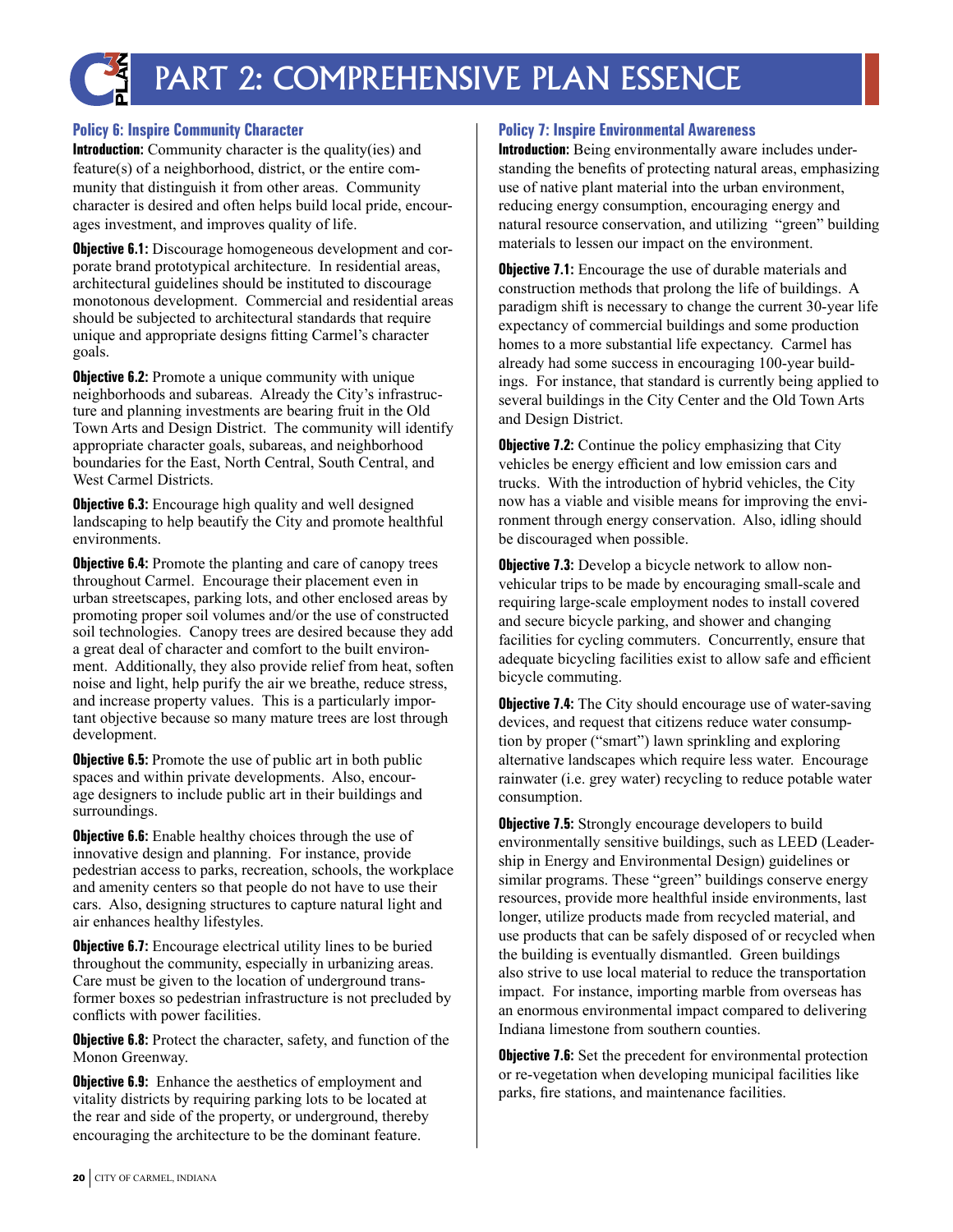# PART 2: COMPREHENSIVE PLAN ESSENCE

### Policy 6: Inspire Community Character

**Introduction:** Community character is the quality(ies) and feature(s) of a neighborhood, district, or the entire community that distinguish it from other areas. Community character is desired and often helps build local pride, encourages investment, and improves quality of life.

**Objective 6.1:** Discourage homogeneous development and corporate brand prototypical architecture. In residential areas, architectural guidelines should be instituted to discourage monotonous development. Commercial and residential areas should be subjected to architectural standards that require unique and appropriate designs fitting Carmel's character goals.

**Objective 6.2:** Promote a unique community with unique neighborhoods and subareas. Already the City's infrastructure and planning investments are bearing fruit in the Old Town Arts and Design District. The community will identify appropriate character goals, subareas, and neighborhood boundaries for the East, North Central, South Central, and West Carmel Districts.

**Objective 6.3:** Encourage high quality and well designed landscaping to help beautify the City and promote healthful environments.

**Objective 6.4:** Promote the planting and care of canopy trees throughout Carmel. Encourage their placement even in urban streetscapes, parking lots, and other enclosed areas by promoting proper soil volumes and/or the use of constructed soil technologies. Canopy trees are desired because they add a great deal of character and comfort to the built environment. Additionally, they also provide relief from heat, soften noise and light, help purify the air we breathe, reduce stress, and increase property values. This is a particularly important objective because so many mature trees are lost through development.

**Objective 6.5:** Promote the use of public art in both public spaces and within private developments. Also, encourage designers to include public art in their buildings and surroundings.

**Objective 6.6:** Enable healthy choices through the use of innovative design and planning. For instance, provide pedestrian access to parks, recreation, schools, the workplace and amenity centers so that people do not have to use their cars. Also, designing structures to capture natural light and air enhances healthy lifestyles.

**Objective 6.7:** Encourage electrical utility lines to be buried throughout the community, especially in urbanizing areas. Care must be given to the location of underground transformer boxes so pedestrian infrastructure is not precluded by conflicts with power facilities.

**Objective 6.8:** Protect the character, safety, and function of the Monon Greenway.

**Objective 6.9:** Enhance the aesthetics of employment and vitality districts by requiring parking lots to be located at the rear and side of the property, or underground, thereby encouraging the architecture to be the dominant feature.

### Policy 7: Inspire Environmental Awareness

**Introduction:** Being environmentally aware includes understanding the benefits of protecting natural areas, emphasizing use of native plant material into the urban environment, reducing energy consumption, encouraging energy and natural resource conservation, and utilizing "green" building materials to lessen our impact on the environment.

**Objective 7.1:** Encourage the use of durable materials and construction methods that prolong the life of buildings. A paradigm shift is necessary to change the current 30-year life expectancy of commercial buildings and some production homes to a more substantial life expectancy. Carmel has already had some success in encouraging 100-year buildings. For instance, that standard is currently being applied to several buildings in the City Center and the Old Town Arts and Design District.

**Objective 7.2:** Continue the policy emphasizing that City vehicles be energy efficient and low emission cars and trucks. With the introduction of hybrid vehicles, the City now has a viable and visible means for improving the environment through energy conservation. Also, idling should be discouraged when possible.

**Objective 7.3:** Develop a bicycle network to allow non-vehicular trips to be made by encouraging small-scale and requiring large-scale employment nodes to install covered and secure bicycle parking, and shower and changing facilities for cycling commuters. Concurrently, ensure that adequate bicycling facilities exist to allow safe and efficient bicycle commuting.

**Objective 7.4:** The City should encourage use of water-saving devices, and request that citizens reduce water consumption by proper ("smart") lawn sprinkling and exploring alternative landscapes which require less water. Encourage rainwater (i.e. grey water) recycling to reduce potable water consumption.

**Objective 7.5:** Strongly encourage developers to build environmentally sensitive buildings, such as LEED (Leadership in Energy and Environmental Design) guidelines or similar programs. These "green" buildings conserve energy resources, provide more healthful inside environments, last longer, utilize products made from recycled material, and use products that can be safely disposed of or recycled when the building is eventually dismantled. Green buildings also strive to use local material to reduce the transportation impact. For instance, importing marble from overseas has an enormous environmental impact compared to delivering Indiana limestone from southern counties.

**Objective 7.6:** Set the precedent for environmental protection or re-vegetation when developing municipal facilities like parks, fire stations, and maintenance facilities.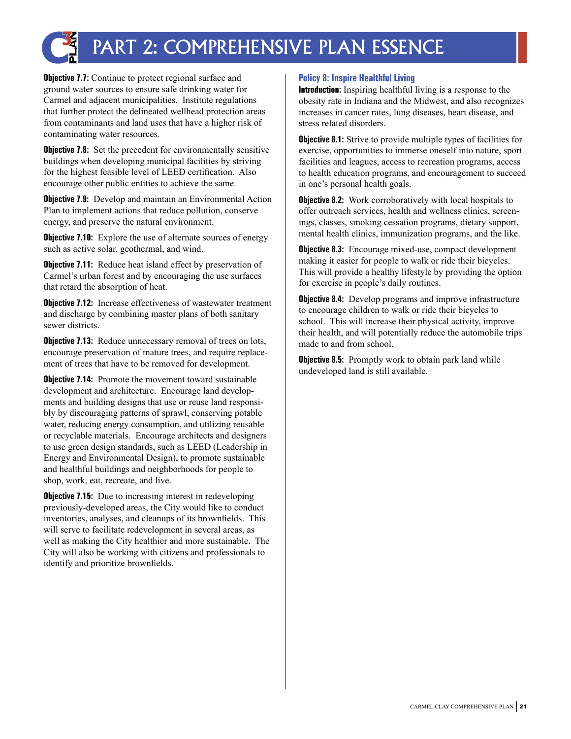# PART 2: COMPREHENSIVE PLAN ESSENCE

**Objective 7.7:** Continue to protect regional surface and ground water sources to ensure safe drinking water for Carmel and adjacent municipalities. Institute regulations that further protect the delineated wellhead protection areas from contaminants and land uses that have a higher risk of contaminating water resources.

**Objective 7.8:** Set the precedent for environmentally sensitive buildings when developing municipal facilities by striving for the highest feasible level of LEED certification. Also encourage other public entities to achieve the same.

**Objective 7.9:** Develop and maintain an Environmental Action Plan to implement actions that reduce pollution, conserve energy, and preserve the natural environment.

**Objective 7.10:** Explore the use of alternate sources of energy such as active solar, geothermal, and wind.

**Objective 7.11:** Reduce heat island effect by preservation of Carmel's urban forest and by encouraging the use surfaces that retard the absorption of heat.

**Objective 7.12:** Increase effectiveness of wastewater treatment and discharge by combining master plans of both sanitary sewer districts.

**Objective 7.13:** Reduce unnecessary removal of trees on lots, encourage preservation of mature trees, and require replacement of trees that have to be removed for development.

**Objective 7.14:** Promote the movement toward sustainable development and architecture. Encourage land developments and building designs that use or reuse land responsibly by discouraging patterns of sprawl, conserving potable water, reducing energy consumption, and utilizing reusable or recyclable materials. Encourage architects and designers to use green design standards, such as LEED (Leadership in Energy and Environmental Design), to promote sustainable and healthful buildings and neighborhoods for people to shop, work, eat, recreate, and live.

**Objective 7.15:** Due to increasing interest in redeveloping previously-developed areas, the City would like to conduct inventories, analyses, and cleanups of its brownfields. This will serve to facilitate redevelopment in several areas, as well as making the City healthier and more sustainable. The City will also be working with citizens and professionals to identify and prioritize brownfields.

### Policy 8: Inspire Healthful Living

**Introduction:** Inspiring healthful living is a response to the obesity rate in Indiana and the Midwest, and also recognizes increases in cancer rates, lung diseases, heart disease, and stress related disorders.

**Objective 8.1:** Strive to provide multiple types of facilities for exercise, opportunities to immerse oneself into nature, sport facilities and leagues, access to recreation programs, access to health education programs, and encouragement to succeed in one's personal health goals.

**Objective 8.2:** Work corroboratively with local hospitals to offer outreach services, health and wellness clinics, screenings, classes, smoking cessation programs, dietary support, mental health clinics, immunization programs, and the like.

**Objective 8.3:** Encourage mixed-use, compact development making it easier for people to walk or ride their bicycles. This will provide a healthy lifestyle by providing the option for exercise in people's daily routines.

**Objective 8.4:** Develop programs and improve infrastructure to encourage children to walk or ride their bicycles to school. This will increase their physical activity, improve their health, and will potentially reduce the automobile trips made to and from school.

**Objective 8.5:** Promptly work to obtain park land while undeveloped land is still available.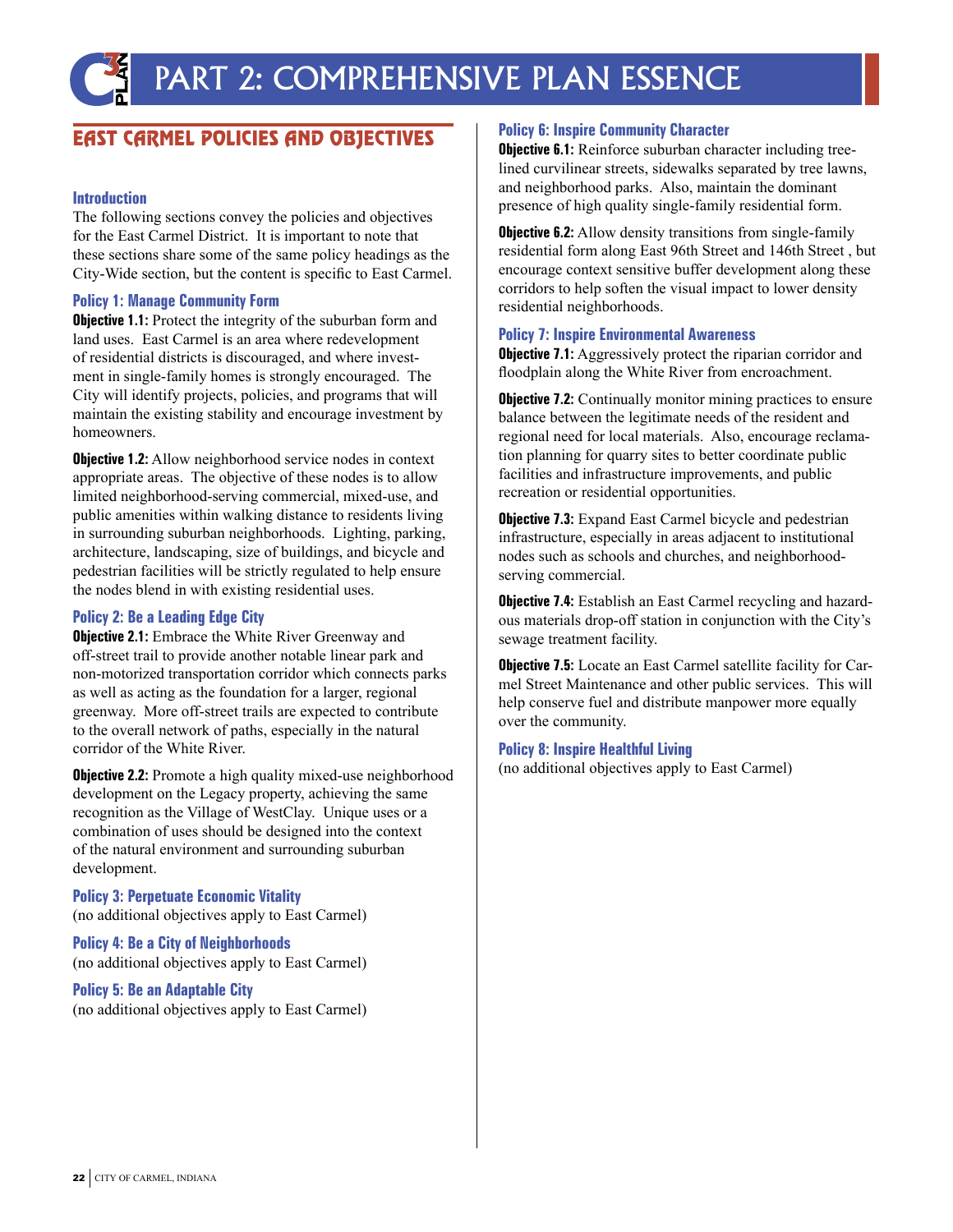# PART 2: COMPREHENSIVE PLAN ESSENCE

## EAST CARMEL POLICIES AND OBJECTIVES

### Introduction

The following sections convey the policies and objectives for the East Carmel District. It is important to note that these sections share some of the same policy headings as the City-Wide section, but the content is specific to East Carmel.

### Policy 1: Manage Community Form

**Objective 1.1:** Protect the integrity of the suburban form and land uses. East Carmel is an area where redevelopment of residential districts is discouraged, and where investment in single-family homes is strongly encouraged. The City will identify projects, policies, and programs that will maintain the existing stability and encourage investment by homeowners.

**Objective 1.2:** Allow neighborhood service nodes in context appropriate areas. The objective of these nodes is to allow limited neighborhood-serving commercial, mixed-use, and public amenities within walking distance to residents living in surrounding suburban neighborhoods. Lighting, parking, architecture, landscaping, size of buildings, and bicycle and pedestrian facilities will be strictly regulated to help ensure the nodes blend in with existing residential uses.

### Policy 2: Be a Leading Edge City

**Objective 2.1:** Embrace the White River Greenway and off-street trail to provide another notable linear park and non-motorized transportation corridor which connects parks as well as acting as the foundation for a larger, regional greenway. More off-street trails are expected to contribute to the overall network of paths, especially in the natural corridor of the White River.

**Objective 2.2:** Promote a high quality mixed-use neighborhood development on the Legacy property, achieving the same recognition as the Village of WestClay. Unique uses or a combination of uses should be designed into the context of the natural environment and surrounding suburban development.

### Policy 3: Perpetuate Economic Vitality

(no additional objectives apply to East Carmel)

### Policy 4: Be a City of Neighborhoods

(no additional objectives apply to East Carmel)

### Policy 5: Be an Adaptable City

(no additional objectives apply to East Carmel)

### Policy 6: Inspire Community Character

**Objective 6.1:** Reinforce suburban character including tree-lined curvilinear streets, sidewalks separated by tree lawns, and neighborhood parks. Also, maintain the dominant presence of high quality single-family residential form.

**Objective 6.2:** Allow density transitions from single-family residential form along East 96th Street and 146th Street , but encourage context sensitive buffer development along these corridors to help soften the visual impact to lower density residential neighborhoods.

### Policy 7: Inspire Environmental Awareness

**Objective 7.1:** Aggressively protect the riparian corridor and floodplain along the White River from encroachment.

**Objective 7.2:** Continually monitor mining practices to ensure balance between the legitimate needs of the resident and regional need for local materials. Also, encourage reclamation planning for quarry sites to better coordinate public facilities and infrastructure improvements, and public recreation or residential opportunities.

**Objective 7.3:** Expand East Carmel bicycle and pedestrian infrastructure, especially in areas adjacent to institutional nodes such as schools and churches, and neighborhood-serving commercial.

**Objective 7.4:** Establish an East Carmel recycling and hazardous materials drop-off station in conjunction with the City's sewage treatment facility.

**Objective 7.5:** Locate an East Carmel satellite facility for Carmel Street Maintenance and other public services. This will help conserve fuel and distribute manpower more equally over the community.

### Policy 8: Inspire Healthful Living

(no additional objectives apply to East Carmel)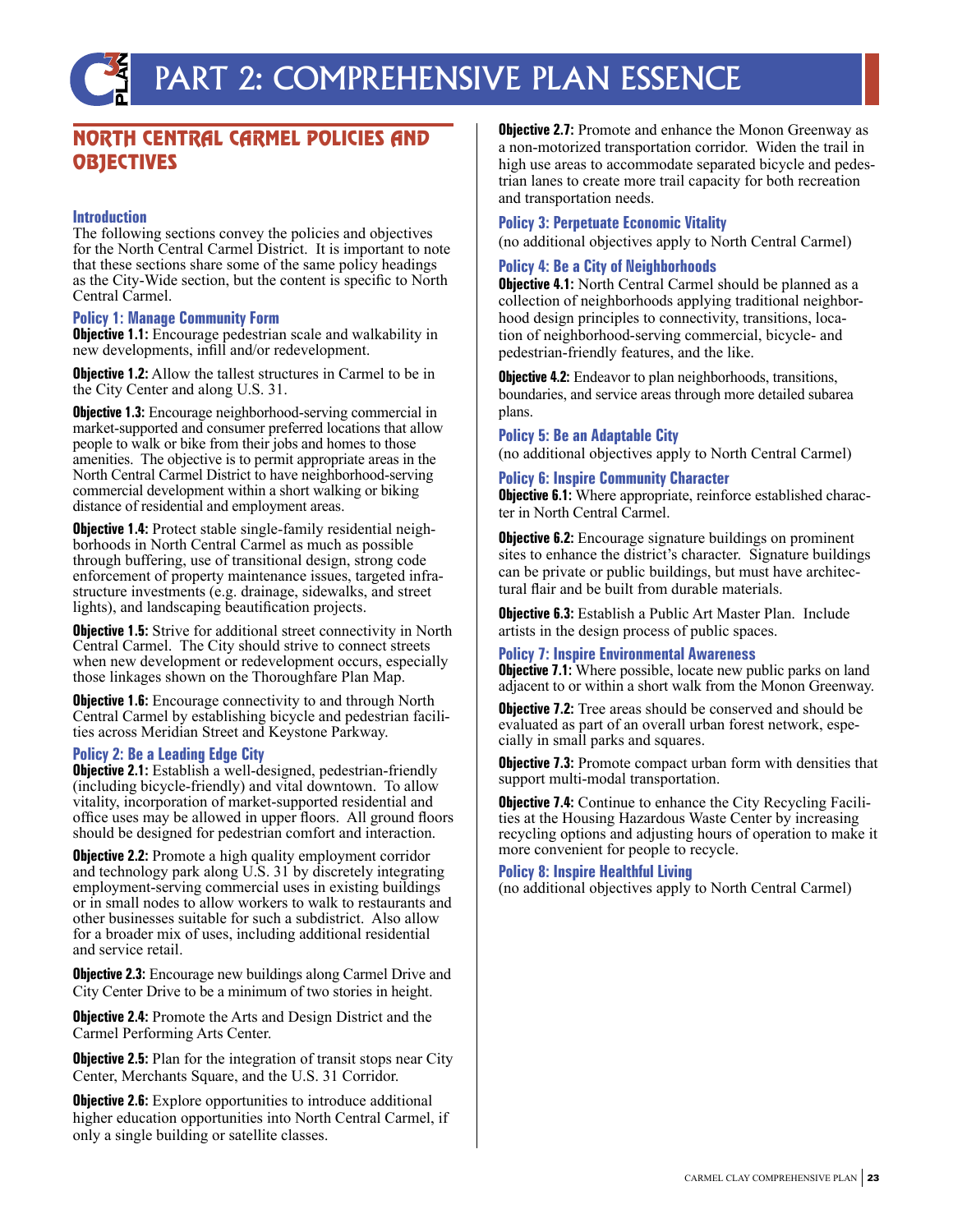# PART 2: COMPREHENSIVE PLAN ESSENCE

## NORTH CENTRAL CARMEL POLICIES AND OBJECTIVES

### Introduction

The following sections convey the policies and objectives for the North Central Carmel District. It is important to note that these sections share some of the same policy headings as the City-Wide section, but the content is specific to North Central Carmel.

### Policy 1: Manage Community Form

**Objective 1.1:** Encourage pedestrian scale and walkability in new developments, infill and/or redevelopment.

**Objective 1.2:** Allow the tallest structures in Carmel to be in the City Center and along U.S. 31.

**Objective 1.3:** Encourage neighborhood-serving commercial in market-supported and consumer preferred locations that allow people to walk or bike from their jobs and homes to those amenities. The objective is to permit appropriate areas in the North Central Carmel District to have neighborhood-serving commercial development within a short walking or biking distance of residential and employment areas.

**Objective 1.4:** Protect stable single-family residential neighborhoods in North Central Carmel as much as possible through buffering, use of transitional design, strong code enforcement of property maintenance issues, targeted infrastructure investments (e.g. drainage, sidewalks, and street lights), and landscaping beautification projects.

**Objective 1.5:** Strive for additional street connectivity in North Central Carmel. The City should strive to connect streets when new development or redevelopment occurs, especially those linkages shown on the Thoroughfare Plan Map.

**Objective 1.6:** Encourage connectivity to and through North Central Carmel by establishing bicycle and pedestrian facilities across Meridian Street and Keystone Parkway.

### Policy 2: Be a Leading Edge City

**Objective 2.1:** Establish a well-designed, pedestrian-friendly (including bicycle-friendly) and vital downtown. To allow vitality, incorporation of market-supported residential and office uses may be allowed in upper floors. All ground floors should be designed for pedestrian comfort and interaction.

**Objective 2.2:** Promote a high quality employment corridor and technology park along U.S. 31 by discretely integrating employment-serving commercial uses in existing buildings or in small nodes to allow workers to walk to restaurants and other businesses suitable for such a subdistrict. Also allow for a broader mix of uses, including additional residential and service retail.

**Objective 2.3:** Encourage new buildings along Carmel Drive and City Center Drive to be a minimum of two stories in height.

**Objective 2.4:** Promote the Arts and Design District and the Carmel Performing Arts Center.

**Objective 2.5:** Plan for the integration of transit stops near City Center, Merchants Square, and the U.S. 31 Corridor.

**Objective 2.6:** Explore opportunities to introduce additional higher education opportunities into North Central Carmel, if only a single building or satellite classes.

**Objective 2.7:** Promote and enhance the Monon Greenway as a non-motorized transportation corridor. Widen the trail in high use areas to accommodate separated bicycle and pedestrian lanes to create more trail capacity for both recreation and transportation needs.

### Policy 3: Perpetuate Economic Vitality

(no additional objectives apply to North Central Carmel)

### Policy 4: Be a City of Neighborhoods

**Objective 4.1:** North Central Carmel should be planned as a collection of neighborhoods applying traditional neighborhood design principles to connectivity, transitions, location of neighborhood-serving commercial, bicycle- and pedestrian-friendly features, and the like.

**Objective 4.2:** Endeavor to plan neighborhoods, transitions, boundaries, and service areas through more detailed subarea plans.

### Policy 5: Be an Adaptable City

(no additional objectives apply to North Central Carmel)

### Policy 6: Inspire Community Character

**Objective 6.1:** Where appropriate, reinforce established character in North Central Carmel.

**Objective 6.2:** Encourage signature buildings on prominent sites to enhance the district's character. Signature buildings can be private or public buildings, but must have architectural flair and be built from durable materials.

**Objective 6.3:** Establish a Public Art Master Plan. Include artists in the design process of public spaces.

### Policy 7: Inspire Environmental Awareness

**Objective 7.1:** Where possible, locate new public parks on land adjacent to or within a short walk from the Monon Greenway.

**Objective 7.2:** Tree areas should be conserved and should be evaluated as part of an overall urban forest network, especially in small parks and squares.

**Objective 7.3:** Promote compact urban form with densities that support multi-modal transportation.

**Objective 7.4:** Continue to enhance the City Recycling Facilities at the Housing Hazardous Waste Center by increasing recycling options and adjusting hours of operation to make it more convenient for people to recycle.

### Policy 8: Inspire Healthful Living

(no additional objectives apply to North Central Carmel)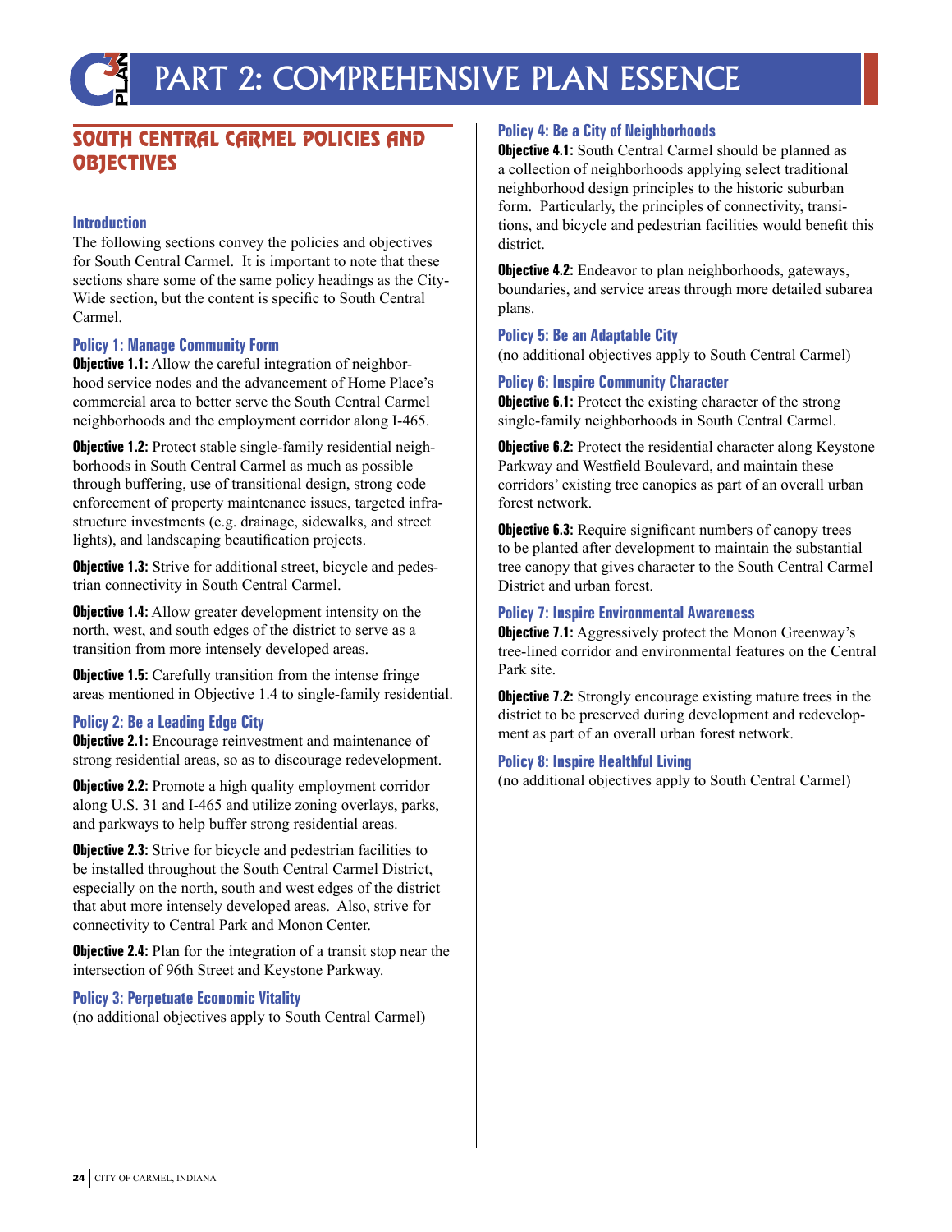# PART 2: COMPREHENSIVE PLAN ESSENCE

## SOUTH CENTRAL CARMEL POLICIES AND OBJECTIVES

### Introduction

The following sections convey the policies and objectives for South Central Carmel. It is important to note that these sections share some of the same policy headings as the City-Wide section, but the content is specific to South Central Carmel.

### Policy 1: Manage Community Form

**Objective 1.1:** Allow the careful integration of neighborhood service nodes and the advancement of Home Place's commercial area to better serve the South Central Carmel neighborhoods and the employment corridor along I-465.

**Objective 1.2:** Protect stable single-family residential neighborhoods in South Central Carmel as much as possible through buffering, use of transitional design, strong code enforcement of property maintenance issues, targeted infrastructure investments (e.g. drainage, sidewalks, and street lights), and landscaping beautification projects.

**Objective 1.3:** Strive for additional street, bicycle and pedestrian connectivity in South Central Carmel.

**Objective 1.4:** Allow greater development intensity on the north, west, and south edges of the district to serve as a transition from more intensely developed areas.

**Objective 1.5:** Carefully transition from the intense fringe areas mentioned in Objective 1.4 to single-family residential.

### Policy 2: Be a Leading Edge City

**Objective 2.1:** Encourage reinvestment and maintenance of strong residential areas, so as to discourage redevelopment.

**Objective 2.2:** Promote a high quality employment corridor along U.S. 31 and I-465 and utilize zoning overlays, parks, and parkways to help buffer strong residential areas.

**Objective 2.3:** Strive for bicycle and pedestrian facilities to be installed throughout the South Central Carmel District, especially on the north, south and west edges of the district that abut more intensely developed areas. Also, strive for connectivity to Central Park and Monon Center.

**Objective 2.4:** Plan for the integration of a transit stop near the intersection of 96th Street and Keystone Parkway.

### Policy 3: Perpetuate Economic Vitality

(no additional objectives apply to South Central Carmel)

### Policy 4: Be a City of Neighborhoods

**Objective 4.1:** South Central Carmel should be planned as a collection of neighborhoods applying select traditional neighborhood design principles to the historic suburban form. Particularly, the principles of connectivity, transitions, and bicycle and pedestrian facilities would benefit this district.

**Objective 4.2:** Endeavor to plan neighborhoods, gateways, boundaries, and service areas through more detailed subarea plans.

### Policy 5: Be an Adaptable City

(no additional objectives apply to South Central Carmel)

### Policy 6: Inspire Community Character

**Objective 6.1:** Protect the existing character of the strong single-family neighborhoods in South Central Carmel.

**Objective 6.2:** Protect the residential character along Keystone Parkway and Westfield Boulevard, and maintain these corridors' existing tree canopies as part of an overall urban forest network.

**Objective 6.3:** Require significant numbers of canopy trees to be planted after development to maintain the substantial tree canopy that gives character to the South Central Carmel District and urban forest.

### Policy 7: Inspire Environmental Awareness

**Objective 7.1:** Aggressively protect the Monon Greenway's tree-lined corridor and environmental features on the Central Park site.

**Objective 7.2:** Strongly encourage existing mature trees in the district to be preserved during development and redevelopment as part of an overall urban forest network.

### Policy 8: Inspire Healthful Living

(no additional objectives apply to South Central Carmel)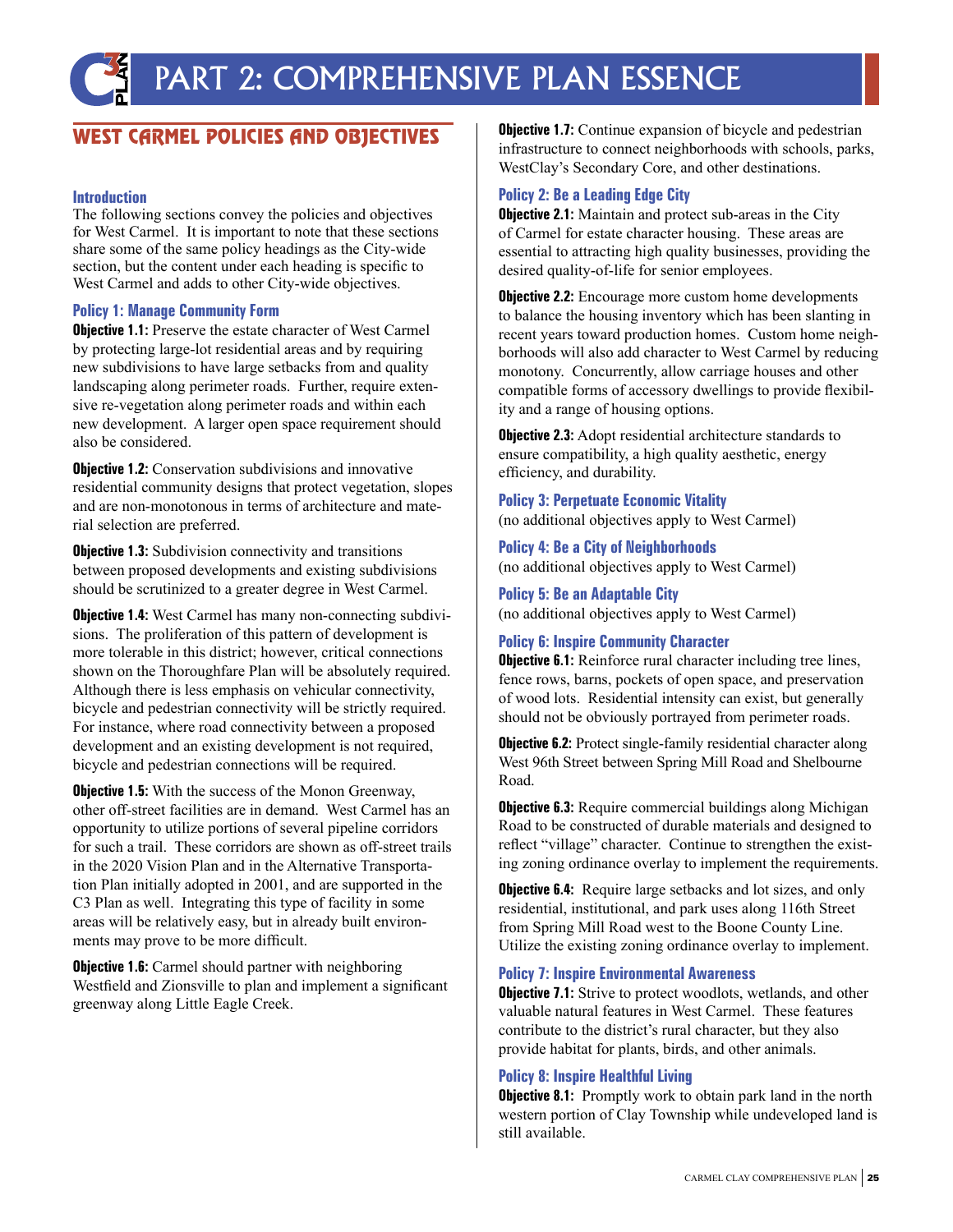# PART 2: COMPREHENSIVE PLAN ESSENCE

## WEST CARMEL POLICIES AND OBJECTIVES

### Introduction

The following sections convey the policies and objectives for West Carmel. It is important to note that these sections share some of the same policy headings as the City-wide section, but the content under each heading is specific to West Carmel and adds to other City-wide objectives.

### Policy 1: Manage Community Form

**Objective 1.1:** Preserve the estate character of West Carmel by protecting large-lot residential areas and by requiring new subdivisions to have large setbacks from and quality landscaping along perimeter roads. Further, require extensive re-vegetation along perimeter roads and within each new development. A larger open space requirement should also be considered.

**Objective 1.2:** Conservation subdivisions and innovative residential community designs that protect vegetation, slopes and are non-monotonous in terms of architecture and material selection are preferred.

**Objective 1.3:** Subdivision connectivity and transitions between proposed developments and existing subdivisions should be scrutinized to a greater degree in West Carmel.

**Objective 1.4:** West Carmel has many non-connecting subdivisions. The proliferation of this pattern of development is more tolerable in this district; however, critical connections shown on the Thoroughfare Plan will be absolutely required. Although there is less emphasis on vehicular connectivity, bicycle and pedestrian connectivity will be strictly required. For instance, where road connectivity between a proposed development and an existing development is not required, bicycle and pedestrian connections will be required.

**Objective 1.5:** With the success of the Monon Greenway, other off-street facilities are in demand. West Carmel has an opportunity to utilize portions of several pipeline corridors for such a trail. These corridors are shown as off-street trails in the 2020 Vision Plan and in the Alternative Transportation Plan initially adopted in 2001, and are supported in the C3 Plan as well. Integrating this type of facility in some areas will be relatively easy, but in already built environments may prove to be more difficult.

**Objective 1.6:** Carmel should partner with neighboring Westfield and Zionsville to plan and implement a significant greenway along Little Eagle Creek.

**Objective 1.7:** Continue expansion of bicycle and pedestrian infrastructure to connect neighborhoods with schools, parks, WestClay's Secondary Core, and other destinations.

### Policy 2: Be a Leading Edge City

**Objective 2.1:** Maintain and protect sub-areas in the City of Carmel for estate character housing. These areas are essential to attracting high quality businesses, providing the desired quality-of-life for senior employees.

**Objective 2.2:** Encourage more custom home developments to balance the housing inventory which has been slanting in recent years toward production homes. Custom home neighborhoods will also add character to West Carmel by reducing monotony. Concurrently, allow carriage houses and other compatible forms of accessory dwellings to provide flexibility and a range of housing options.

**Objective 2.3:** Adopt residential architecture standards to ensure compatibility, a high quality aesthetic, energy efficiency, and durability.

### Policy 3: Perpetuate Economic Vitality

(no additional objectives apply to West Carmel)

### Policy 4: Be a City of Neighborhoods

(no additional objectives apply to West Carmel)

### Policy 5: Be an Adaptable City

(no additional objectives apply to West Carmel)

### Policy 6: Inspire Community Character

**Objective 6.1:** Reinforce rural character including tree lines, fence rows, barns, pockets of open space, and preservation of wood lots. Residential intensity can exist, but generally should not be obviously portrayed from perimeter roads.

**Objective 6.2:** Protect single-family residential character along West 96th Street between Spring Mill Road and Shelbourne Road.

**Objective 6.3:** Require commercial buildings along Michigan Road to be constructed of durable materials and designed to reflect "village" character. Continue to strengthen the existing zoning ordinance overlay to implement the requirements.

**Objective 6.4:** Require large setbacks and lot sizes, and only residential, institutional, and park uses along 116th Street from Spring Mill Road west to the Boone County Line. Utilize the existing zoning ordinance overlay to implement.

### Policy 7: Inspire Environmental Awareness

**Objective 7.1:** Strive to protect woodlots, wetlands, and other valuable natural features in West Carmel. These features contribute to the district's rural character, but they also provide habitat for plants, birds, and other animals.

### Policy 8: Inspire Healthful Living

**Objective 8.1:** Promptly work to obtain park land in the north western portion of Clay Township while undeveloped land is still available.